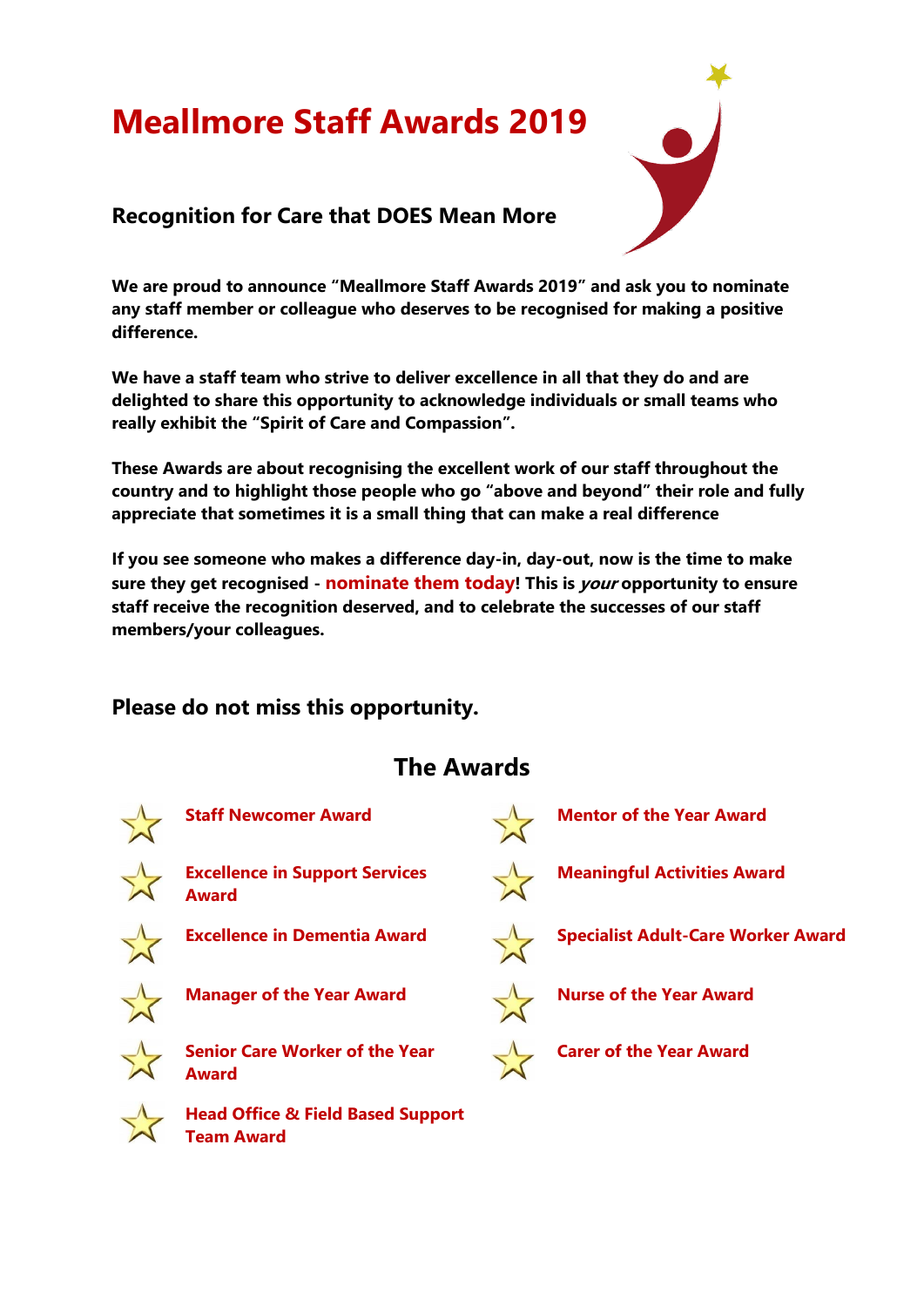# Meallmore Staff Awards 2019

### Recognition for Care that DOES Mean More

**We are proud to announce "Meallmore Staff Awards 2019" and ask you to nominate any staff member or colleague who deserves to be recognised for making a positive difference.**

**We have a staff team who strive to deliver excellence in all that they do and are delighted to share this opportunity to acknowledge individuals or small teams who really exhibit the "Spirit of Care and Compassion".**

**These Awards are about recognising the excellent work of our staff throughout the country and to highlight those people who go "above and beyond" their role and fully appreciate that sometimes it is a small thing that can make a real difference**

**If you see someone who makes a difference day-in, day-out, now is the time to make sure they get recognised - nominate them today! This is *your* opportunity to ensure staff receive the recognition deserved, and to celebrate the successes of our staff members/your colleagues.**

### Please do not miss this opportunity.

## The Awards

- **Staff Newcomer Award**
- **Excellence in Support Services Award**
- **Excellence in Dementia Award**
- **Manager of the Year Award**
- **Senior Care Worker of the Year Award**
- **Head Office & Field Based Support Team Award**
- **Mentor of the Year Award**
- **Meaningful Activities Award**
- **Specialist Adult-Care Worker Award**
- **Nurse of the Year Award**
- **Carer of the Year Award**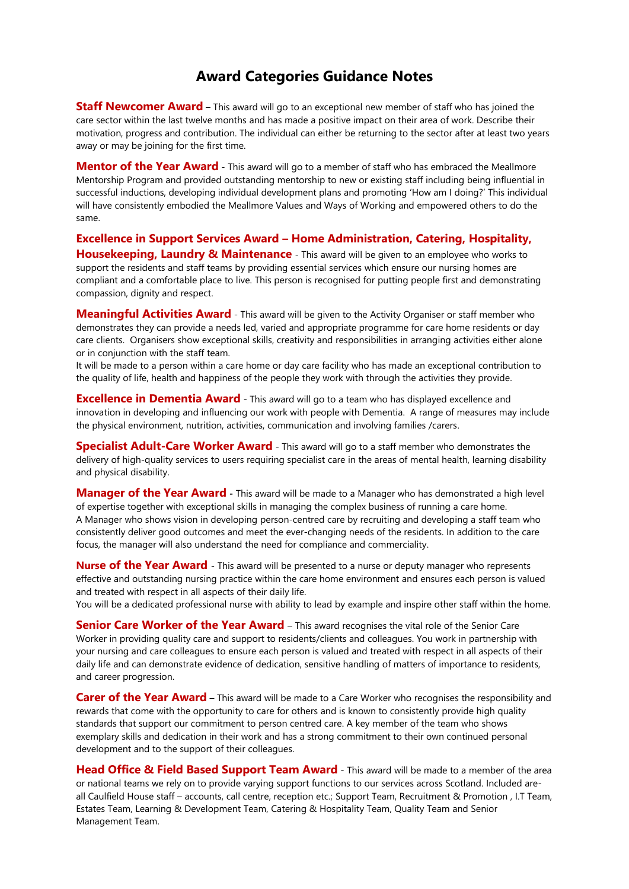# Award Categories Guidance Notes

**Staff Newcomer Award** – This award will go to an exceptional new member of staff who has joined the care sector within the last twelve months and has made a positive impact on their area of work. Describe their motivation, progress and contribution. The individual can either be returning to the sector after at least two years away or may be joining for the first time.

**Mentor of the Year Award** - This award will go to a member of staff who has embraced the Meallmore Mentorship Program and provided outstanding mentorship to new or existing staff including being influential in successful inductions, developing individual development plans and promoting 'How am I doing?' This individual will have consistently embodied the Meallmore Values and Ways of Working and empowered others to do the same.

**Excellence in Support Services Award – Home Administration, Catering, Hospitality, Housekeeping, Laundry & Maintenance** - This award will be given to an employee who works to support the residents and staff teams by providing essential services which ensure our nursing homes are compliant and a comfortable place to live. This person is recognised for putting people first and demonstrating compassion, dignity and respect.

**Meaningful Activities Award** - This award will be given to the Activity Organiser or staff member who demonstrates they can provide a needs led, varied and appropriate programme for care home residents or day care clients. Organisers show exceptional skills, creativity and responsibilities in arranging activities either alone or in conjunction with the staff team.
It will be made to a person within a care home or day care facility who has made an exceptional contribution to the quality of life, health and happiness of the people they work with through the activities they provide.

**Excellence in Dementia Award** - This award will go to a team who has displayed excellence and innovation in developing and influencing our work with people with Dementia. A range of measures may include the physical environment, nutrition, activities, communication and involving families /carers.

**Specialist Adult-Care Worker Award** - This award will go to a staff member who demonstrates the delivery of high-quality services to users requiring specialist care in the areas of mental health, learning disability and physical disability.

**Manager of the Year Award -** This award will be made to a Manager who has demonstrated a high level of expertise together with exceptional skills in managing the complex business of running a care home.
A Manager who shows vision in developing person-centred care by recruiting and developing a staff team who consistently deliver good outcomes and meet the ever-changing needs of the residents. In addition to the care focus, the manager will also understand the need for compliance and commerciality.

**Nurse of the Year Award** - This award will be presented to a nurse or deputy manager who represents effective and outstanding nursing practice within the care home environment and ensures each person is valued and treated with respect in all aspects of their daily life.
You will be a dedicated professional nurse with ability to lead by example and inspire other staff within the home.

**Senior Care Worker of the Year Award** – This award recognises the vital role of the Senior Care Worker in providing quality care and support to residents/clients and colleagues. You work in partnership with your nursing and care colleagues to ensure each person is valued and treated with respect in all aspects of their daily life and can demonstrate evidence of dedication, sensitive handling of matters of importance to residents, and career progression.

**Carer of the Year Award** – This award will be made to a Care Worker who recognises the responsibility and rewards that come with the opportunity to care for others and is known to consistently provide high quality standards that support our commitment to person centred care. A key member of the team who shows exemplary skills and dedication in their work and has a strong commitment to their own continued personal development and to the support of their colleagues.

**Head Office & Field Based Support Team Award** - This award will be made to a member of the area or national teams we rely on to provide varying support functions to our services across Scotland. Included are- all Caulfield House staff – accounts, call centre, reception etc.; Support Team, Recruitment & Promotion , I.T Team, Estates Team, Learning & Development Team, Catering & Hospitality Team, Quality Team and Senior Management Team.